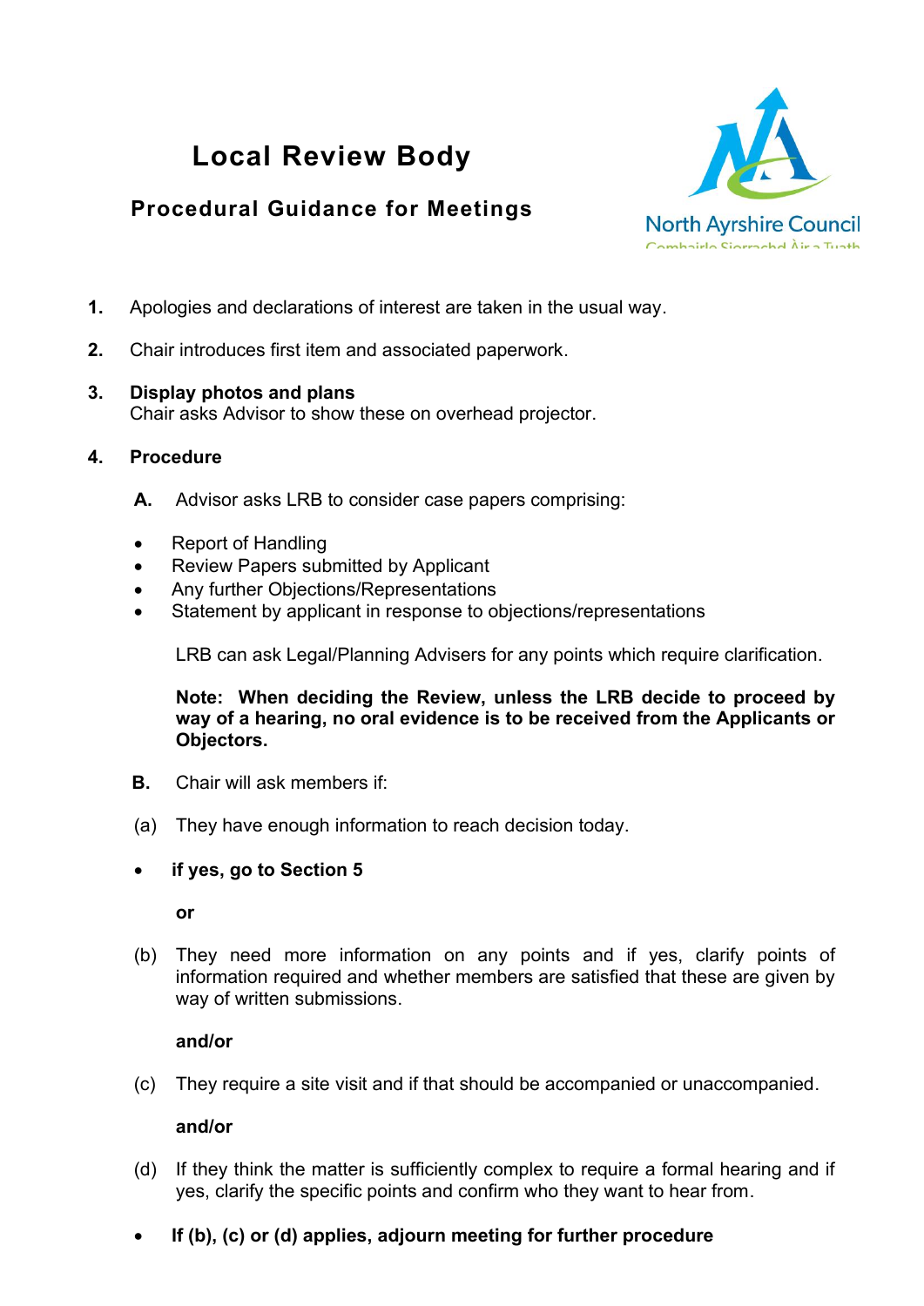# Local Review Body

## Procedural Guidance for Meetings

North Ayrshire Council
Comhairle Siorrachd Àir a Tuath

1. Apologies and declarations of interest are taken in the usual way.

2. Chair introduces first item and associated paperwork.

3. **Display photos and plans**
   Chair asks Advisor to show these on overhead projector.

4. **Procedure**

   **A.** Advisor asks LRB to consider case papers comprising:

   - Report of Handling
   - Review Papers submitted by Applicant
   - Any further Objections/Representations
   - Statement by applicant in response to objections/representations

   LRB can ask Legal/Planning Advisers for any points which require clarification.

   **Note: When deciding the Review, unless the LRB decide to proceed by way of a hearing, no oral evidence is to be received from the Applicants or Objectors.**

   **B.** Chair will ask members if:

   (a) They have enough information to reach decision today.

   - **if yes, go to Section 5**

   **or**

   (b) They need more information on any points and if yes, clarify points of information required and whether members are satisfied that these are given by way of written submissions.

   **and/or**

   (c) They require a site visit and if that should be accompanied or unaccompanied.

   **and/or**

   (d) If they think the matter is sufficiently complex to require a formal hearing and if yes, clarify the specific points and confirm who they want to hear from.

   - **If (b), (c) or (d) applies, adjourn meeting for further procedure**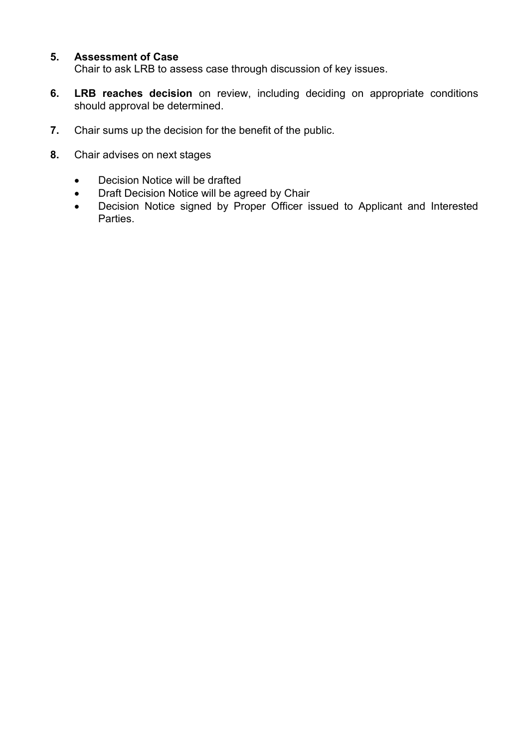5. **Assessment of Case**
   Chair to ask LRB to assess case through discussion of key issues.

6. **LRB reaches decision** on review, including deciding on appropriate conditions should approval be determined.

7. Chair sums up the decision for the benefit of the public.

8. Chair advises on next stages

   - Decision Notice will be drafted
   - Draft Decision Notice will be agreed by Chair
   - Decision Notice signed by Proper Officer issued to Applicant and Interested Parties.